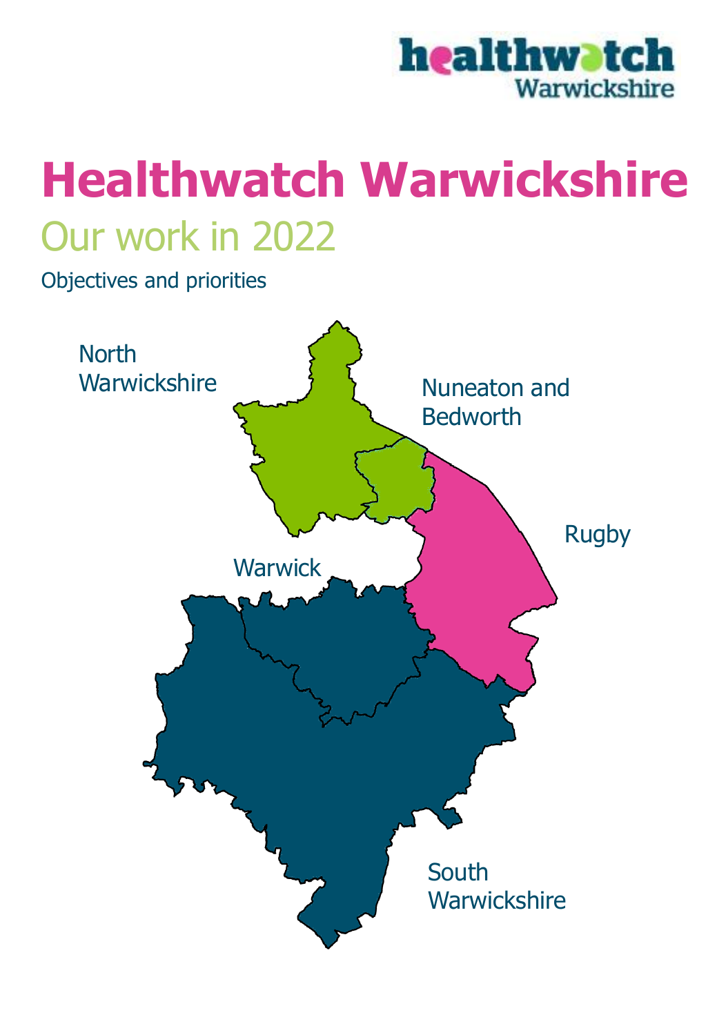healthwatch Warwickshire

# Healthwatch Warwickshire

## Our work in 2022

Objectives and priorities

North Warwickshire

Nuneaton and Bedworth

Rugby

Warwick

South Warwickshire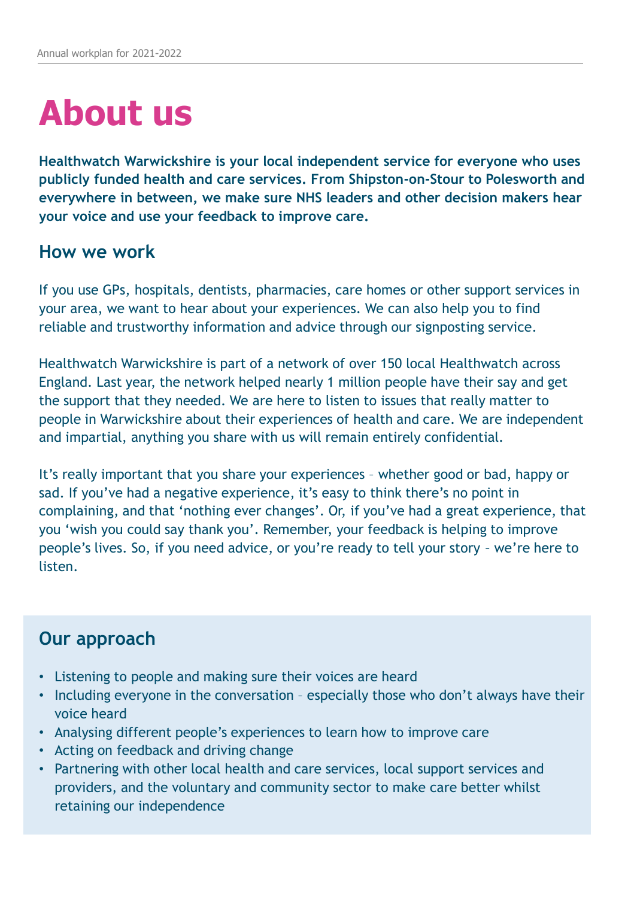# About us

**Healthwatch Warwickshire is your local independent service for everyone who uses publicly funded health and care services. From Shipston-on-Stour to Polesworth and everywhere in between, we make sure NHS leaders and other decision makers hear your voice and use your feedback to improve care.**

## How we work

If you use GPs, hospitals, dentists, pharmacies, care homes or other support services in your area, we want to hear about your experiences. We can also help you to find reliable and trustworthy information and advice through our signposting service.

Healthwatch Warwickshire is part of a network of over 150 local Healthwatch across England. Last year, the network helped nearly 1 million people have their say and get the support that they needed. We are here to listen to issues that really matter to people in Warwickshire about their experiences of health and care. We are independent and impartial, anything you share with us will remain entirely confidential.

It's really important that you share your experiences – whether good or bad, happy or sad. If you've had a negative experience, it's easy to think there's no point in complaining, and that 'nothing ever changes'. Or, if you've had a great experience, that you 'wish you could say thank you'. Remember, your feedback is helping to improve people's lives. So, if you need advice, or you're ready to tell your story – we're here to listen.

## Our approach

- Listening to people and making sure their voices are heard
- Including everyone in the conversation – especially those who don't always have their voice heard
- Analysing different people's experiences to learn how to improve care
- Acting on feedback and driving change
- Partnering with other local health and care services, local support services and providers, and the voluntary and community sector to make care better whilst retaining our independence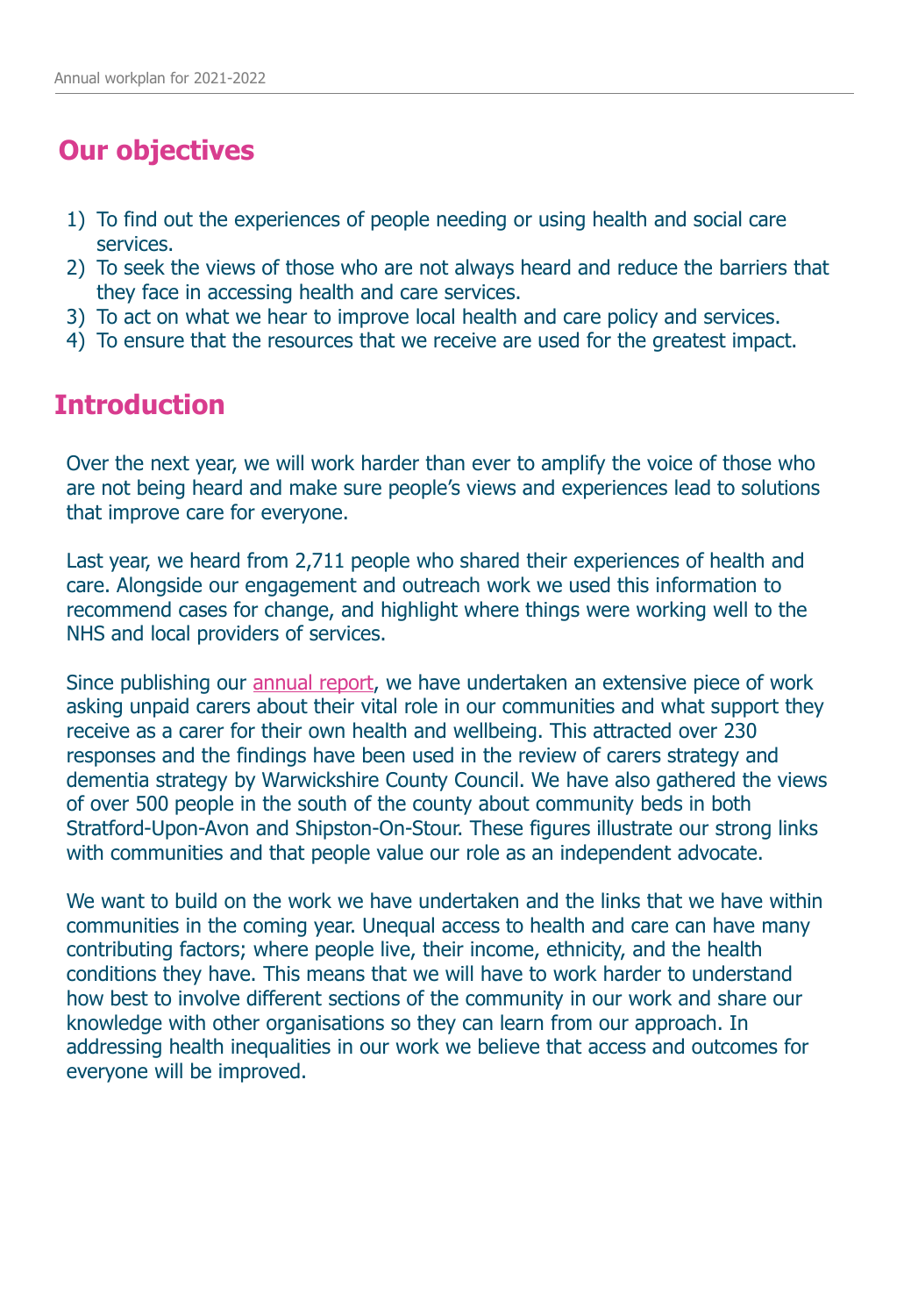## Our objectives

1) To find out the experiences of people needing or using health and social care services.
2) To seek the views of those who are not always heard and reduce the barriers that they face in accessing health and care services.
3) To act on what we hear to improve local health and care policy and services.
4) To ensure that the resources that we receive are used for the greatest impact.

## Introduction

Over the next year, we will work harder than ever to amplify the voice of those who are not being heard and make sure people's views and experiences lead to solutions that improve care for everyone.

Last year, we heard from 2,711 people who shared their experiences of health and care. Alongside our engagement and outreach work we used this information to recommend cases for change, and highlight where things were working well to the NHS and local providers of services.

Since publishing our annual report, we have undertaken an extensive piece of work asking unpaid carers about their vital role in our communities and what support they receive as a carer for their own health and wellbeing. This attracted over 230 responses and the findings have been used in the review of carers strategy and dementia strategy by Warwickshire County Council. We have also gathered the views of over 500 people in the south of the county about community beds in both Stratford-Upon-Avon and Shipston-On-Stour. These figures illustrate our strong links with communities and that people value our role as an independent advocate.

We want to build on the work we have undertaken and the links that we have within communities in the coming year. Unequal access to health and care can have many contributing factors; where people live, their income, ethnicity, and the health conditions they have. This means that we will have to work harder to understand how best to involve different sections of the community in our work and share our knowledge with other organisations so they can learn from our approach. In addressing health inequalities in our work we believe that access and outcomes for everyone will be improved.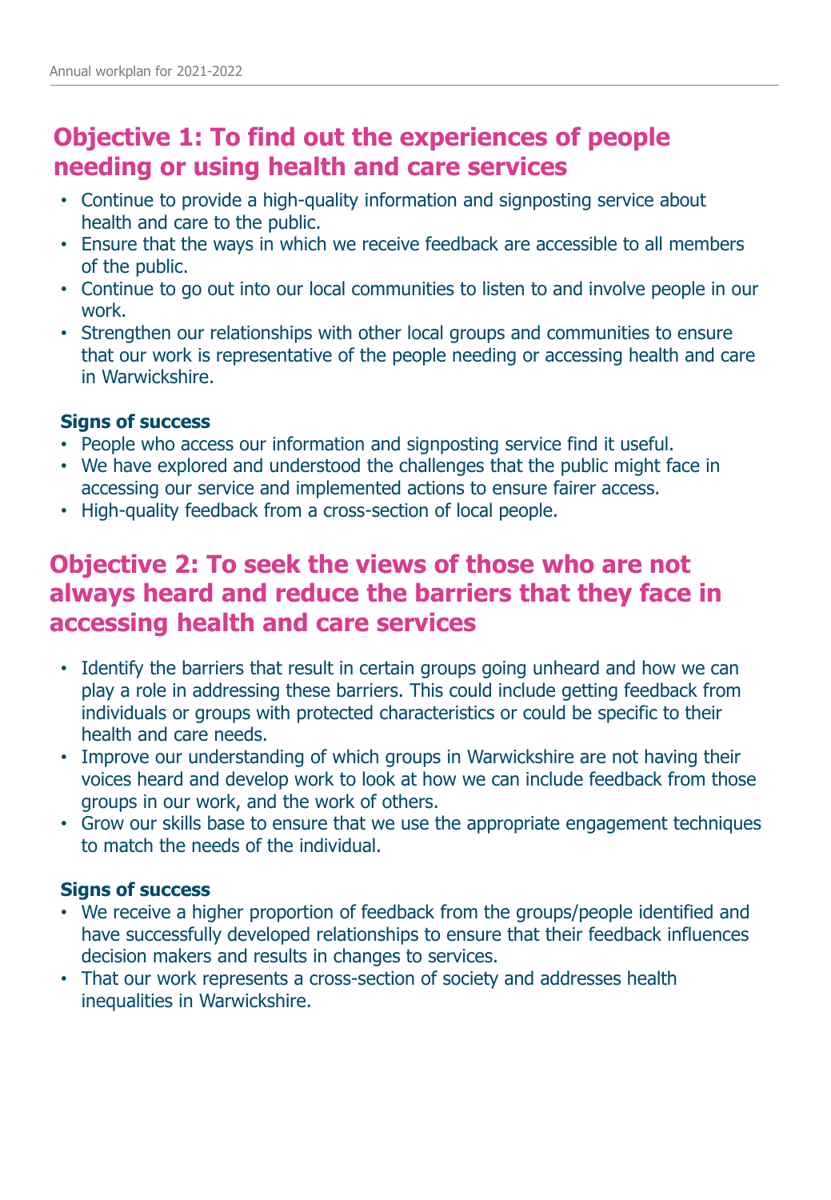## Objective 1: To find out the experiences of people needing or using health and care services

- Continue to provide a high-quality information and signposting service about health and care to the public.
- Ensure that the ways in which we receive feedback are accessible to all members of the public.
- Continue to go out into our local communities to listen to and involve people in our work.
- Strengthen our relationships with other local groups and communities to ensure that our work is representative of the people needing or accessing health and care in Warwickshire.

**Signs of success**

- People who access our information and signposting service find it useful.
- We have explored and understood the challenges that the public might face in accessing our service and implemented actions to ensure fairer access.
- High-quality feedback from a cross-section of local people.

## Objective 2: To seek the views of those who are not always heard and reduce the barriers that they face in accessing health and care services

- Identify the barriers that result in certain groups going unheard and how we can play a role in addressing these barriers. This could include getting feedback from individuals or groups with protected characteristics or could be specific to their health and care needs.
- Improve our understanding of which groups in Warwickshire are not having their voices heard and develop work to look at how we can include feedback from those groups in our work, and the work of others.
- Grow our skills base to ensure that we use the appropriate engagement techniques to match the needs of the individual.

**Signs of success**

- We receive a higher proportion of feedback from the groups/people identified and have successfully developed relationships to ensure that their feedback influences decision makers and results in changes to services.
- That our work represents a cross-section of society and addresses health inequalities in Warwickshire.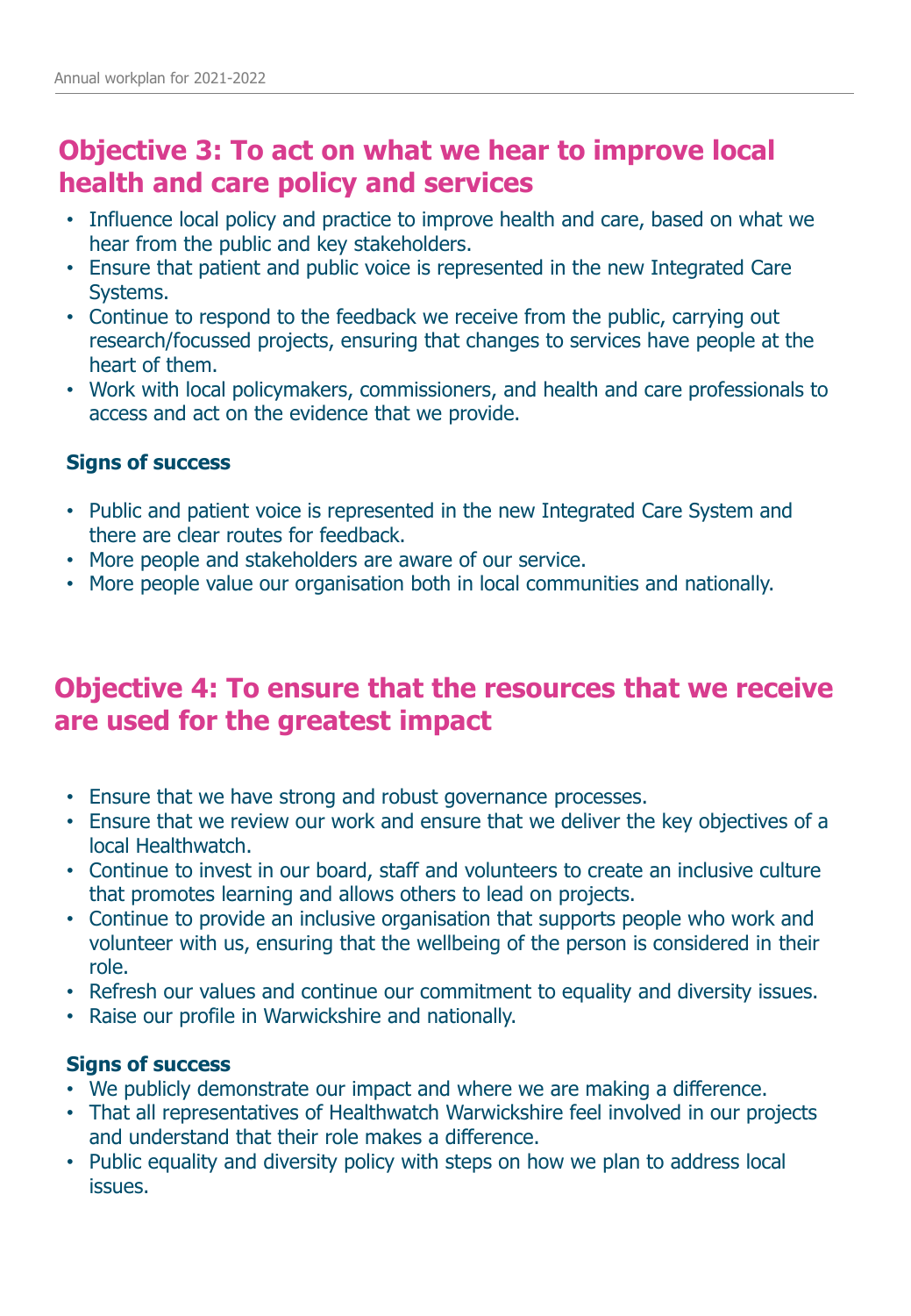## Objective 3: To act on what we hear to improve local health and care policy and services

- Influence local policy and practice to improve health and care, based on what we hear from the public and key stakeholders.
- Ensure that patient and public voice is represented in the new Integrated Care Systems.
- Continue to respond to the feedback we receive from the public, carrying out research/focussed projects, ensuring that changes to services have people at the heart of them.
- Work with local policymakers, commissioners, and health and care professionals to access and act on the evidence that we provide.

### Signs of success

- Public and patient voice is represented in the new Integrated Care System and there are clear routes for feedback.
- More people and stakeholders are aware of our service.
- More people value our organisation both in local communities and nationally.

## Objective 4: To ensure that the resources that we receive are used for the greatest impact

- Ensure that we have strong and robust governance processes.
- Ensure that we review our work and ensure that we deliver the key objectives of a local Healthwatch.
- Continue to invest in our board, staff and volunteers to create an inclusive culture that promotes learning and allows others to lead on projects.
- Continue to provide an inclusive organisation that supports people who work and volunteer with us, ensuring that the wellbeing of the person is considered in their role.
- Refresh our values and continue our commitment to equality and diversity issues.
- Raise our profile in Warwickshire and nationally.

### Signs of success

- We publicly demonstrate our impact and where we are making a difference.
- That all representatives of Healthwatch Warwickshire feel involved in our projects and understand that their role makes a difference.
- Public equality and diversity policy with steps on how we plan to address local issues.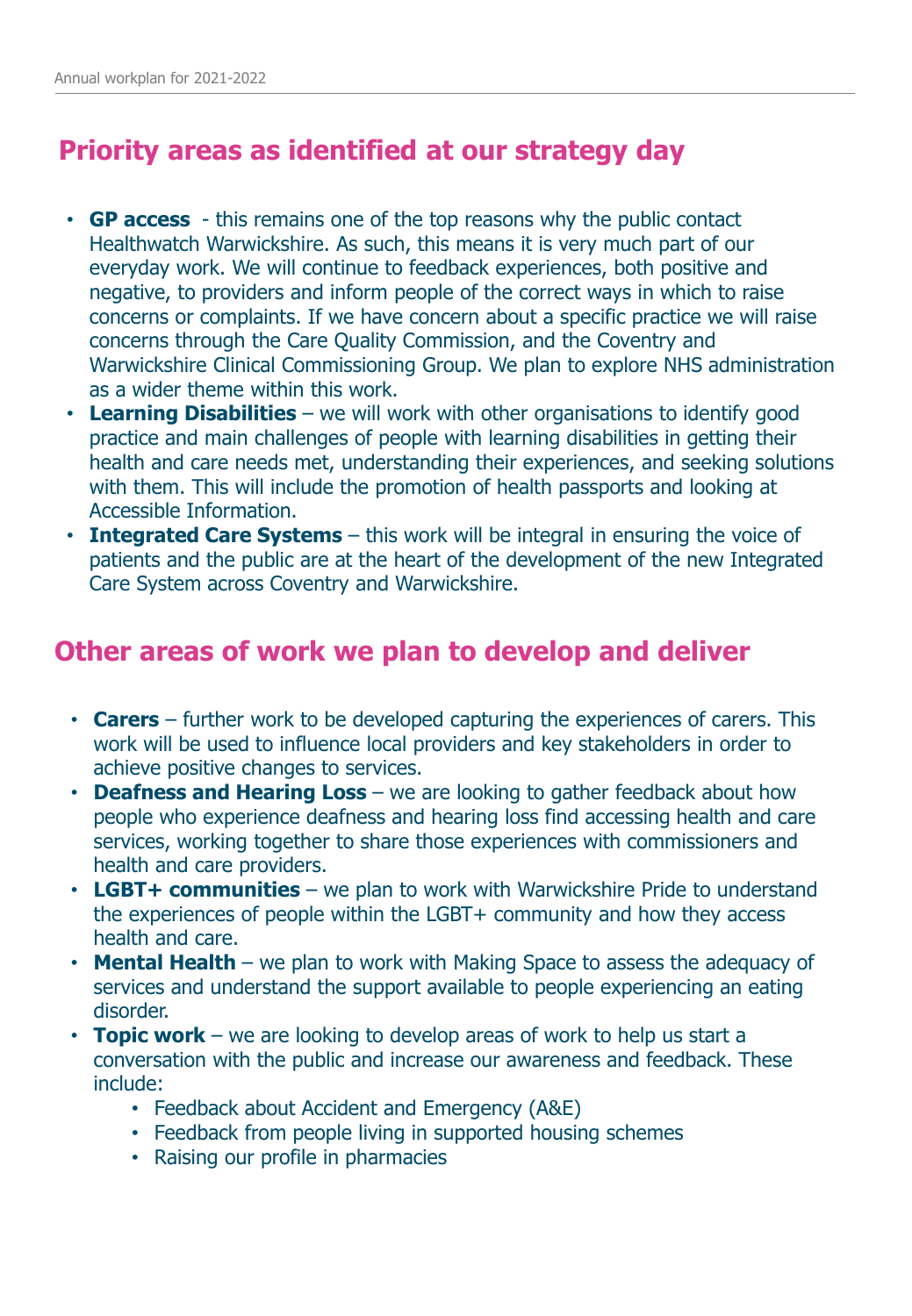## Priority areas as identified at our strategy day

- **GP access** - this remains one of the top reasons why the public contact Healthwatch Warwickshire. As such, this means it is very much part of our everyday work. We will continue to feedback experiences, both positive and negative, to providers and inform people of the correct ways in which to raise concerns or complaints. If we have concern about a specific practice we will raise concerns through the Care Quality Commission, and the Coventry and Warwickshire Clinical Commissioning Group. We plan to explore NHS administration as a wider theme within this work.
- **Learning Disabilities** – we will work with other organisations to identify good practice and main challenges of people with learning disabilities in getting their health and care needs met, understanding their experiences, and seeking solutions with them. This will include the promotion of health passports and looking at Accessible Information.
- **Integrated Care Systems** – this work will be integral in ensuring the voice of patients and the public are at the heart of the development of the new Integrated Care System across Coventry and Warwickshire.

## Other areas of work we plan to develop and deliver

- **Carers** – further work to be developed capturing the experiences of carers. This work will be used to influence local providers and key stakeholders in order to achieve positive changes to services.
- **Deafness and Hearing Loss** – we are looking to gather feedback about how people who experience deafness and hearing loss find accessing health and care services, working together to share those experiences with commissioners and health and care providers.
- **LGBT+ communities** – we plan to work with Warwickshire Pride to understand the experiences of people within the LGBT+ community and how they access health and care.
- **Mental Health** – we plan to work with Making Space to assess the adequacy of services and understand the support available to people experiencing an eating disorder.
- **Topic work** – we are looking to develop areas of work to help us start a conversation with the public and increase our awareness and feedback. These include:
  - Feedback about Accident and Emergency (A&E)
  - Feedback from people living in supported housing schemes
  - Raising our profile in pharmacies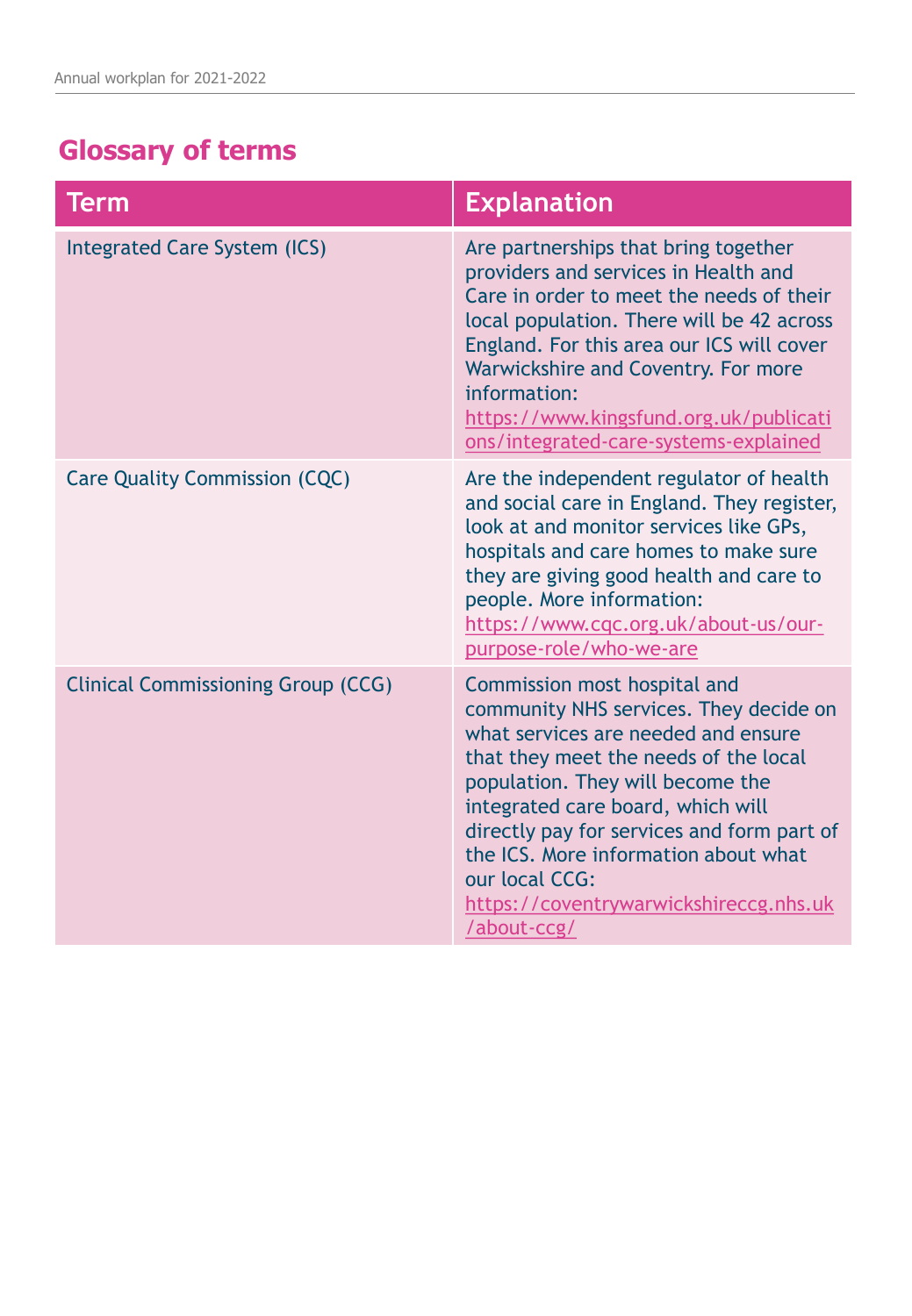## Glossary of terms

| Term | Explanation |
| --- | --- |
| Integrated Care System (ICS) | Are partnerships that bring together providers and services in Health and Care in order to meet the needs of their local population. There will be 42 across England. For this area our ICS will cover Warwickshire and Coventry. For more information: https://www.kingsfund.org.uk/publications/integrated-care-systems-explained |
| Care Quality Commission (CQC) | Are the independent regulator of health and social care in England. They register, look at and monitor services like GPs, hospitals and care homes to make sure they are giving good health and care to people. More information: https://www.cqc.org.uk/about-us/our-purpose-role/who-we-are |
| Clinical Commissioning Group (CCG) | Commission most hospital and community NHS services. They decide on what services are needed and ensure that they meet the needs of the local population. They will become the integrated care board, which will directly pay for services and form part of the ICS. More information about what our local CCG: https://coventrywarwickshireccg.nhs.uk/about-ccg/ |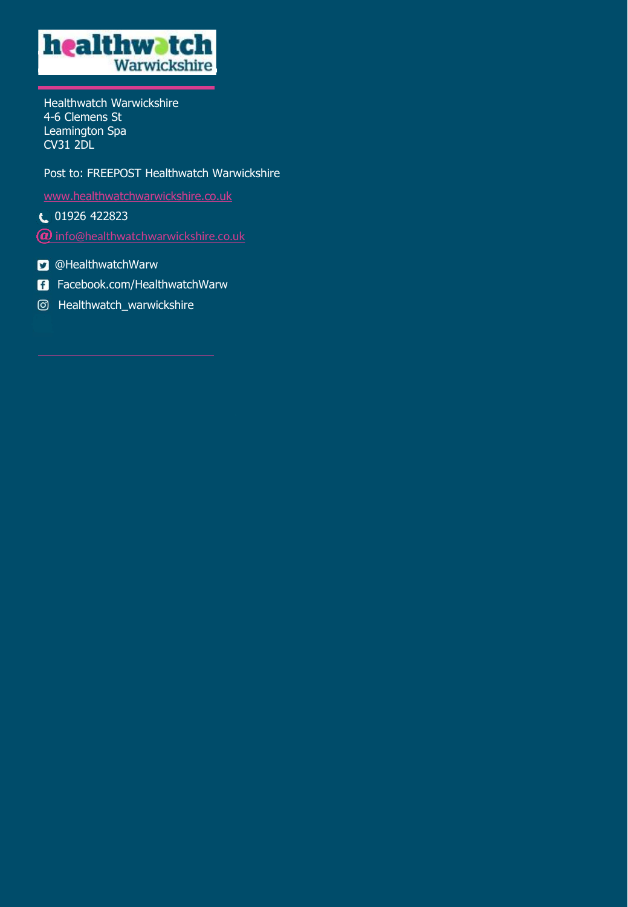Healthwatch Warwickshire
4-6 Clemens St
Leamington Spa
CV31 2DL

Post to: FREEPOST Healthwatch Warwickshire

www.healthwatchwarwickshire.co.uk

01926 422823

info@healthwatchwarwickshire.co.uk

@HealthwatchWarw

Facebook.com/HealthwatchWarw

Healthwatch_warwickshire